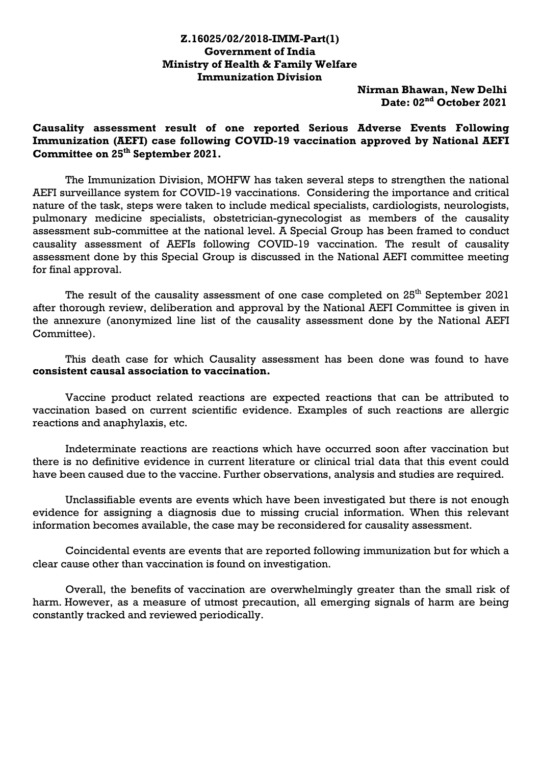**Z.16025/02/2018-IMM-Part(1)**
**Government of India**
**Ministry of Health & Family Welfare**
**Immunization Division**

**Nirman Bhawan, New Delhi**
**Date: 02nd October 2021**

**Causality assessment result of one reported Serious Adverse Events Following Immunization (AEFI) case following COVID-19 vaccination approved by National AEFI Committee on 25th September 2021.**

The Immunization Division, MOHFW has taken several steps to strengthen the national AEFI surveillance system for COVID-19 vaccinations. Considering the importance and critical nature of the task, steps were taken to include medical specialists, cardiologists, neurologists, pulmonary medicine specialists, obstetrician-gynecologist as members of the causality assessment sub-committee at the national level. A Special Group has been framed to conduct causality assessment of AEFIs following COVID-19 vaccination. The result of causality assessment done by this Special Group is discussed in the National AEFI committee meeting for final approval.

The result of the causality assessment of one case completed on 25th September 2021 after thorough review, deliberation and approval by the National AEFI Committee is given in the annexure (anonymized line list of the causality assessment done by the National AEFI Committee).

This death case for which Causality assessment has been done was found to have **consistent causal association to vaccination.**

Vaccine product related reactions are expected reactions that can be attributed to vaccination based on current scientific evidence. Examples of such reactions are allergic reactions and anaphylaxis, etc.

Indeterminate reactions are reactions which have occurred soon after vaccination but there is no definitive evidence in current literature or clinical trial data that this event could have been caused due to the vaccine. Further observations, analysis and studies are required.

Unclassifiable events are events which have been investigated but there is not enough evidence for assigning a diagnosis due to missing crucial information. When this relevant information becomes available, the case may be reconsidered for causality assessment.

Coincidental events are events that are reported following immunization but for which a clear cause other than vaccination is found on investigation.

Overall, the benefits of vaccination are overwhelmingly greater than the small risk of harm. However, as a measure of utmost precaution, all emerging signals of harm are being constantly tracked and reviewed periodically.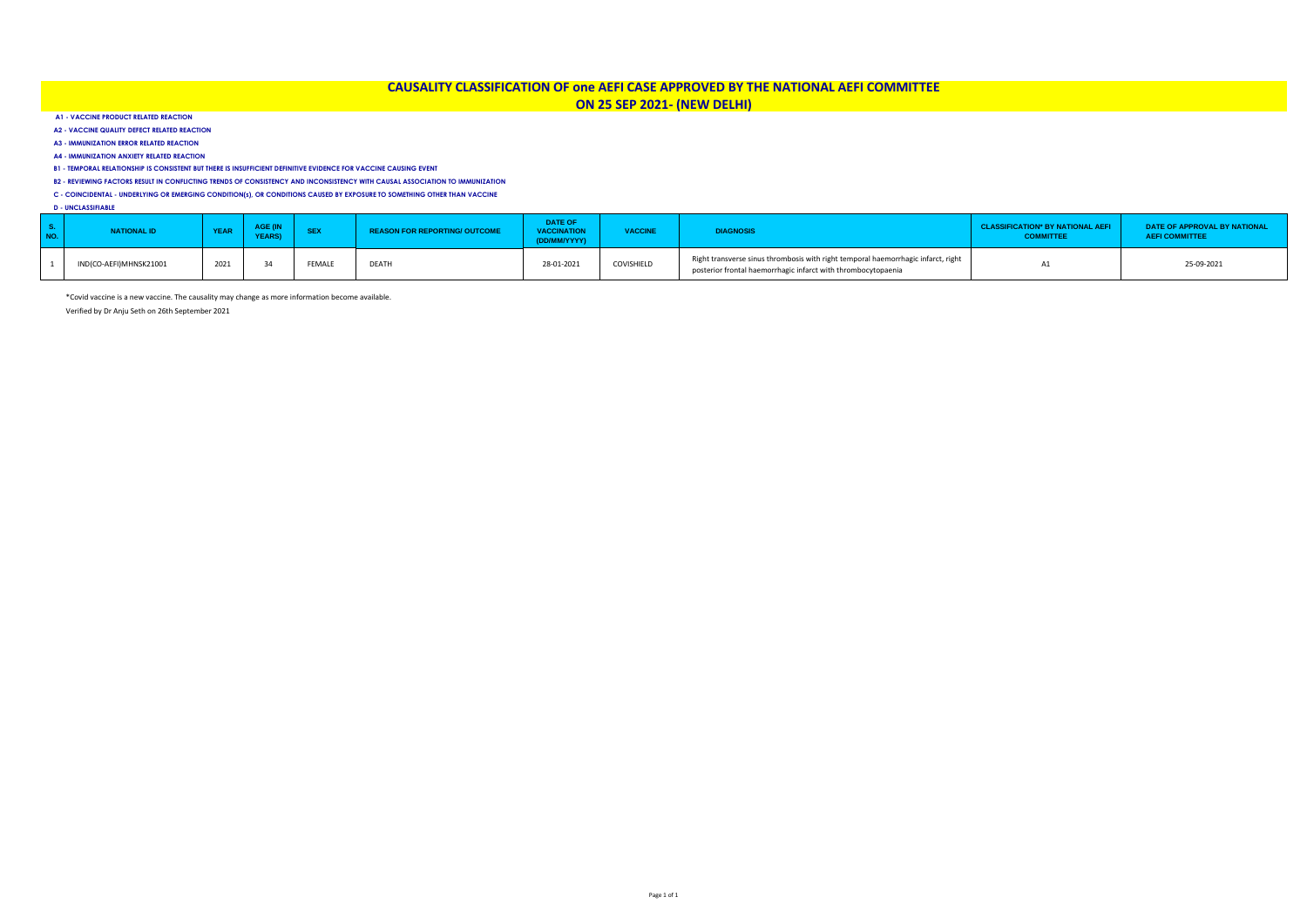# CAUSALITY CLASSIFICATION OF one AEFI CASE APPROVED BY THE NATIONAL AEFI COMMITTEE ON 25 SEP 2021- (NEW DELHI)

**A1 - VACCINE PRODUCT RELATED REACTION**

**A2 - VACCINE QUALITY DEFECT RELATED REACTION**

**A3 - IMMUNIZATION ERROR RELATED REACTION**

**A4 - IMMUNIZATION ANXIETY RELATED REACTION**

**B1 - TEMPORAL RELATIONSHIP IS CONSISTENT BUT THERE IS INSUFFICIENT DEFINITIVE EVIDENCE FOR VACCINE CAUSING EVENT**

**B2 - REVIEWING FACTORS RESULT IN CONFLICTING TRENDS OF CONSISTENCY AND INCONSISTENCY WITH CAUSAL ASSOCIATION TO IMMUNIZATION**

**C - COINCIDENTAL - UNDERLYING OR EMERGING CONDITION(s), OR CONDITIONS CAUSED BY EXPOSURE TO SOMETHING OTHER THAN VACCINE**

**D - UNCLASSIFIABLE**

| S. NO. | NATIONAL ID | YEAR | AGE (IN YEARS) | SEX | REASON FOR REPORTING/ OUTCOME | DATE OF VACCINATION (DD/MM/YYYY) | VACCINE | DIAGNOSIS | CLASSIFICATION* BY NATIONAL AEFI COMMITTEE | DATE OF APPROVAL BY NATIONAL AEFI COMMITTEE |
|---|---|---|---|---|---|---|---|---|---|---|
| 1 | IND(CO-AEFI)MHNSK21001 | 2021 | 34 | FEMALE | DEATH | 28-01-2021 | COVISHIELD | Right transverse sinus thrombosis with right temporal haemorrhagic infarct, right posterior frontal haemorrhagic infarct with thrombocytopaenia | A1 | 25-09-2021 |

*Covid vaccine is a new vaccine. The causality may change as more information become available.

Verified by Dr Anju Seth on 26th September 2021